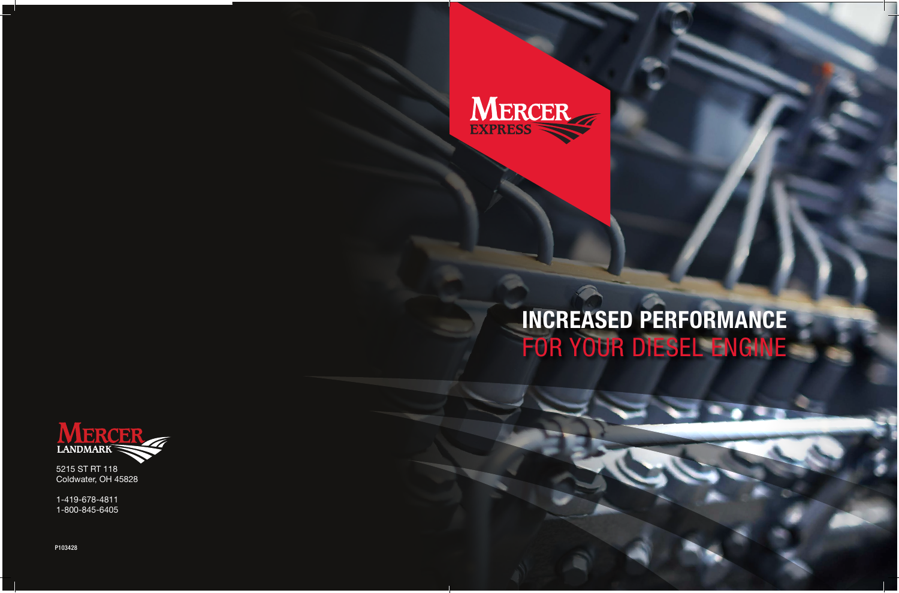# INCREASED PERFORMANCE
## FOR YOUR DIESEL ENGINE

MERCER EXPRESS

MERCER LANDMARK

5215 ST RT 118
Coldwater, OH 45828

1-419-678-4811
1-800-845-6405

P103428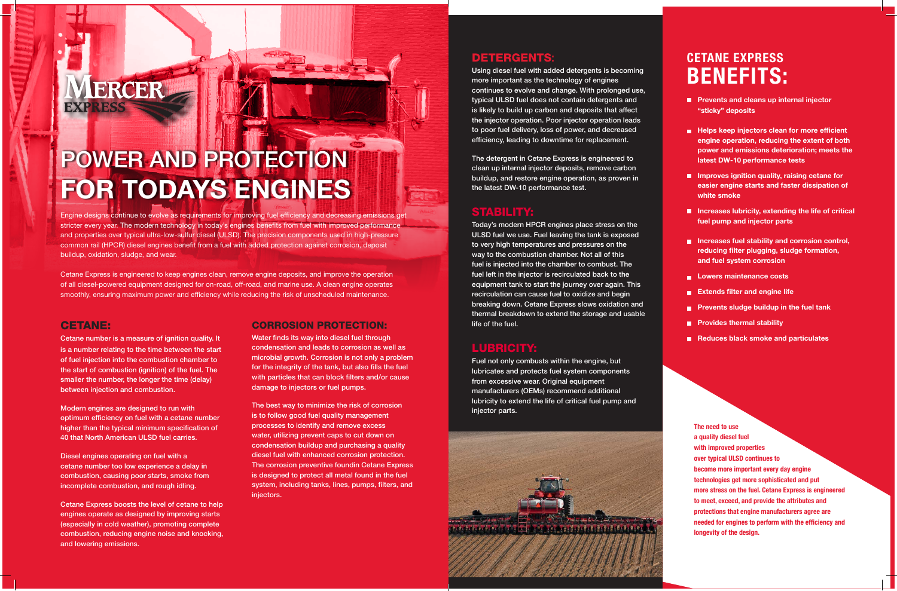MERCER EXPRESS

# POWER AND PROTECTION FOR TODAYS ENGINES

Engine designs continue to evolve as requirements for improving fuel efficiency and decreasing emissions get stricter every year. The modern technology in today's engines benefits from fuel with improved performance and properties over typical ultra-low-sulfur diesel (ULSD). The precision components used in high-pressure common rail (HPCR) diesel engines benefit from a fuel with added protection against corrosion, deposit buildup, oxidation, sludge, and wear.

Cetane Express is engineered to keep engines clean, remove engine deposits, and improve the operation of all diesel-powered equipment designed for on-road, off-road, and marine use. A clean engine operates smoothly, ensuring maximum power and efficiency while reducing the risk of unscheduled maintenance.

## CETANE:

Cetane number is a measure of ignition quality. It is a number relating to the time between the start of fuel injection into the combustion chamber to the start of combustion (ignition) of the fuel. The smaller the number, the longer the time (delay) between injection and combustion.

Modern engines are designed to run with optimum efficiency on fuel with a cetane number higher than the typical minimum specification of 40 that North American ULSD fuel carries.

Diesel engines operating on fuel with a cetane number too low experience a delay in combustion, causing poor starts, smoke from incomplete combustion, and rough idling.

Cetane Express boosts the level of cetane to help engines operate as designed by improving starts (especially in cold weather), promoting complete combustion, reducing engine noise and knocking, and lowering emissions.

## CORROSION PROTECTION:

Water finds its way into diesel fuel through condensation and leads to corrosion as well as microbial growth. Corrosion is not only a problem for the integrity of the tank, but also fills the fuel with particles that can block filters and/or cause damage to injectors or fuel pumps.

The best way to minimize the risk of corrosion is to follow good fuel quality management processes to identify and remove excess water, utilizing prevent caps to cut down on condensation buildup and purchasing a quality diesel fuel with enhanced corrosion protection. The corrosion preventive foundin Cetane Express is designed to protect all metal found in the fuel system, including tanks, lines, pumps, filters, and injectors.

## DETERGENTS:

Using diesel fuel with added detergents is becoming more important as the technology of engines continues to evolve and change. With prolonged use, typical ULSD fuel does not contain detergents and is likely to build up carbon and deposits that affect the injector operation. Poor injector operation leads to poor fuel delivery, loss of power, and decreased efficiency, leading to downtime for replacement.

The detergent in Cetane Express is engineered to clean up internal injector deposits, remove carbon buildup, and restore engine operation, as proven in the latest DW-10 performance test.

## STABILITY:

Today's modern HPCR engines place stress on the ULSD fuel we use. Fuel leaving the tank is exposed to very high temperatures and pressures on the way to the combustion chamber. Not all of this fuel is injected into the chamber to combust. The fuel left in the injector is recirculated back to the equipment tank to start the journey over again. This recirculation can cause fuel to oxidize and begin breaking down. Cetane Express slows oxidation and thermal breakdown to extend the storage and usable life of the fuel.

## LUBRICITY:

Fuel not only combusts within the engine, but lubricates and protects fuel system components from excessive wear. Original equipment manufacturers (OEMs) recommend additional lubricity to extend the life of critical fuel pump and injector parts.

## CETANE EXPRESS BENEFITS:

- Prevents and cleans up internal injector "sticky" deposits
- Helps keep injectors clean for more efficient engine operation, reducing the extent of both power and emissions deterioration; meets the latest DW-10 performance tests
- Improves ignition quality, raising cetane for easier engine starts and faster dissipation of white smoke
- Increases lubricity, extending the life of critical fuel pump and injector parts
- Increases fuel stability and corrosion control, reducing filter plugging, sludge formation, and fuel system corrosion
- Lowers maintenance costs
- Extends filter and engine life
- Prevents sludge buildup in the fuel tank
- Provides thermal stability
- Reduces black smoke and particulates

The need to use a quality diesel fuel with improved properties over typical ULSD continues to become more important every day engine technologies get more sophisticated and put more stress on the fuel. Cetane Express is engineered to meet, exceed, and provide the attributes and protections that engine manufacturers agree are needed for engines to perform with the efficiency and longevity of the design.